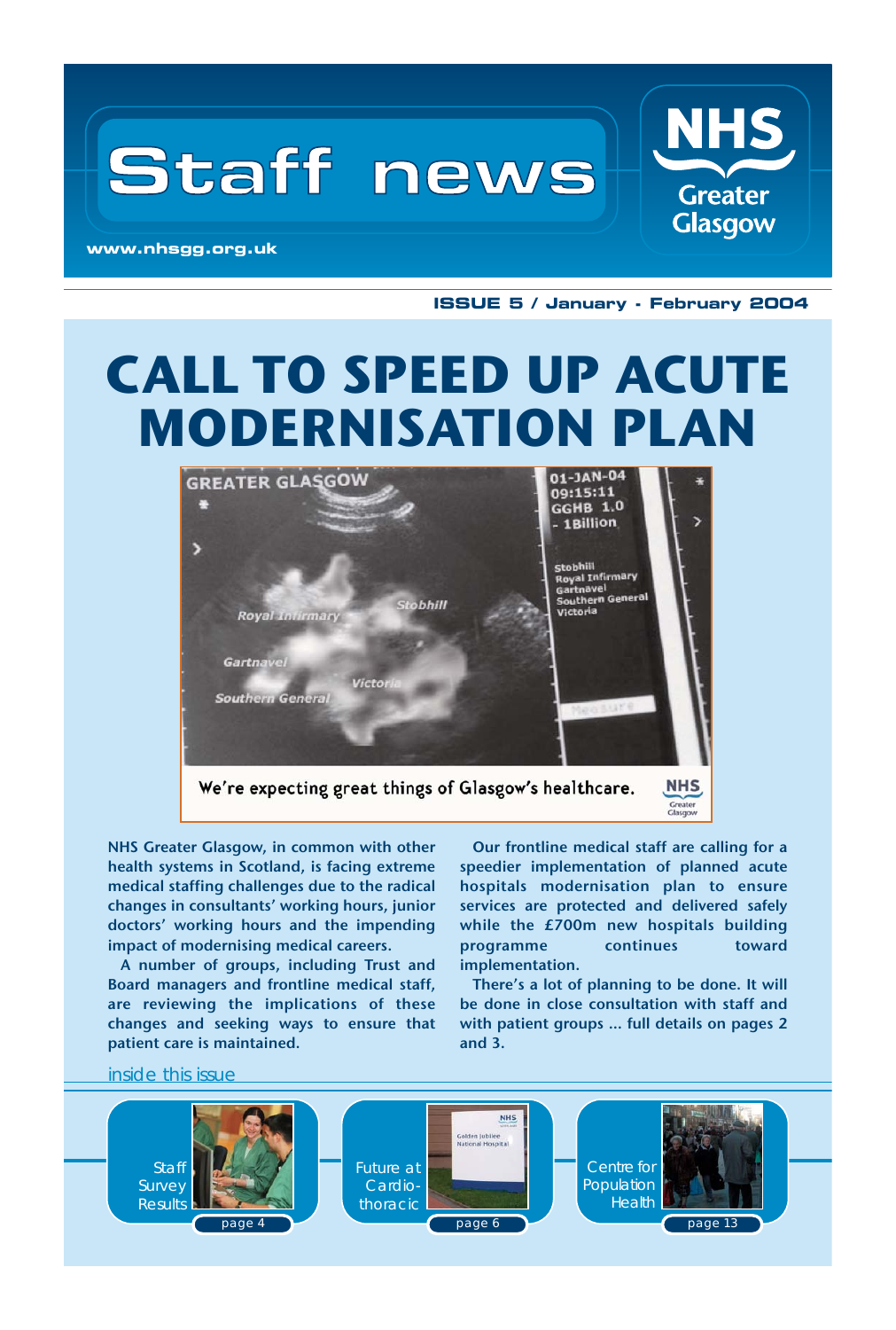# Staff news

**www.nhsgg.org.uk**

NHS Greater Glasgow

**ISSUE 5 / January - February 2004**

# CALL TO SPEED UP ACUTE MODERNISATION PLAN

We're expecting great things of Glasgow's healthcare.

**NHS Greater Glasgow, in common with other health systems in Scotland, is facing extreme medical staffing challenges due to the radical changes in consultants' working hours, junior doctors' working hours and the impending impact of modernising medical careers.**

**A number of groups, including Trust and Board managers and frontline medical staff, are reviewing the implications of these changes and seeking ways to ensure that patient care is maintained.**

**Our frontline medical staff are calling for a speedier implementation of planned acute hospitals modernisation plan to ensure services are protected and delivered safely while the £700m new hospitals building programme continues toward implementation.**

**There's a lot of planning to be done. It will be done in close consultation with staff and with patient groups ... full details on pages 2 and 3.**

## inside this issue

- Staff Survey Results — page 4
- Future at Cardio-thoracic — page 6
- Centre for Population Health — page 13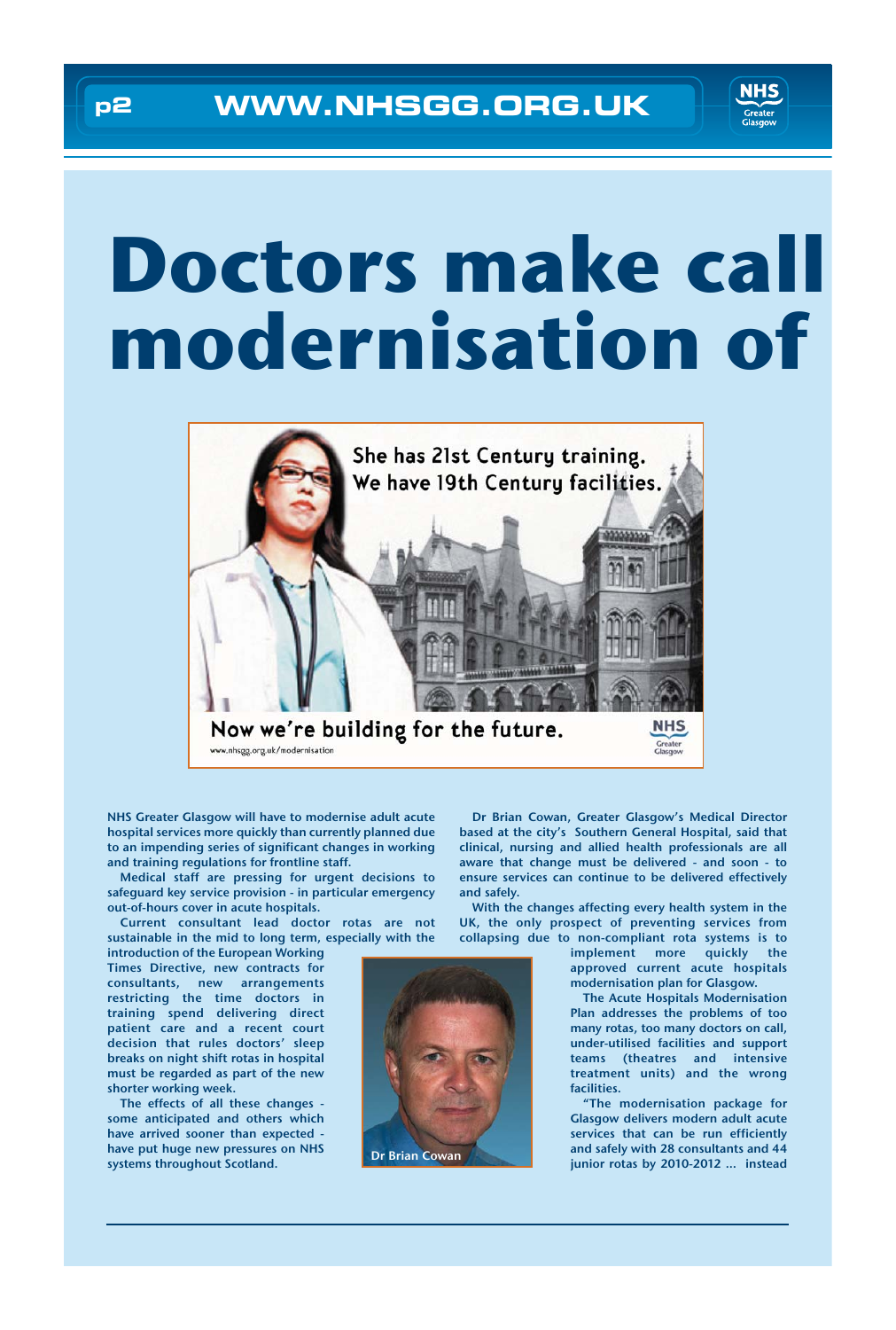# Doctors make call modernisation of

She has 21st Century training.
We have 19th Century facilities.

Now we're building for the future.

www.nhsgg.org.uk/modernisation

**NHS Greater Glasgow will have to modernise adult acute hospital services more quickly than currently planned due to an impending series of significant changes in working and training regulations for frontline staff.**

Medical staff are pressing for urgent decisions to safeguard key service provision - in particular emergency out-of-hours cover in acute hospitals.

Current consultant lead doctor rotas are not sustainable in the mid to long term, especially with the introduction of the European Working Times Directive, new contracts for consultants, new arrangements restricting the time doctors in training spend delivering direct patient care and a recent court decision that rules doctors' sleep breaks on night shift rotas in hospital must be regarded as part of the new shorter working week.

The effects of all these changes - some anticipated and others which have arrived sooner than expected - have put huge new pressures on NHS systems throughout Scotland.

Dr Brian Cowan

Dr Brian Cowan, Greater Glasgow's Medical Director based at the city's Southern General Hospital, said that clinical, nursing and allied health professionals are all aware that change must be delivered - and soon - to ensure services can continue to be delivered effectively and safely.

With the changes affecting every health system in the UK, the only prospect of preventing services from collapsing due to non-compliant rota systems is to implement more quickly the approved current acute hospitals modernisation plan for Glasgow.

The Acute Hospitals Modernisation Plan addresses the problems of too many rotas, too many doctors on call, under-utilised facilities and support teams (theatres and intensive treatment units) and the wrong facilities.

"The modernisation package for Glasgow delivers modern adult acute services that can be run efficiently and safely with 28 consultants and 44 junior rotas by 2010-2012 ... instead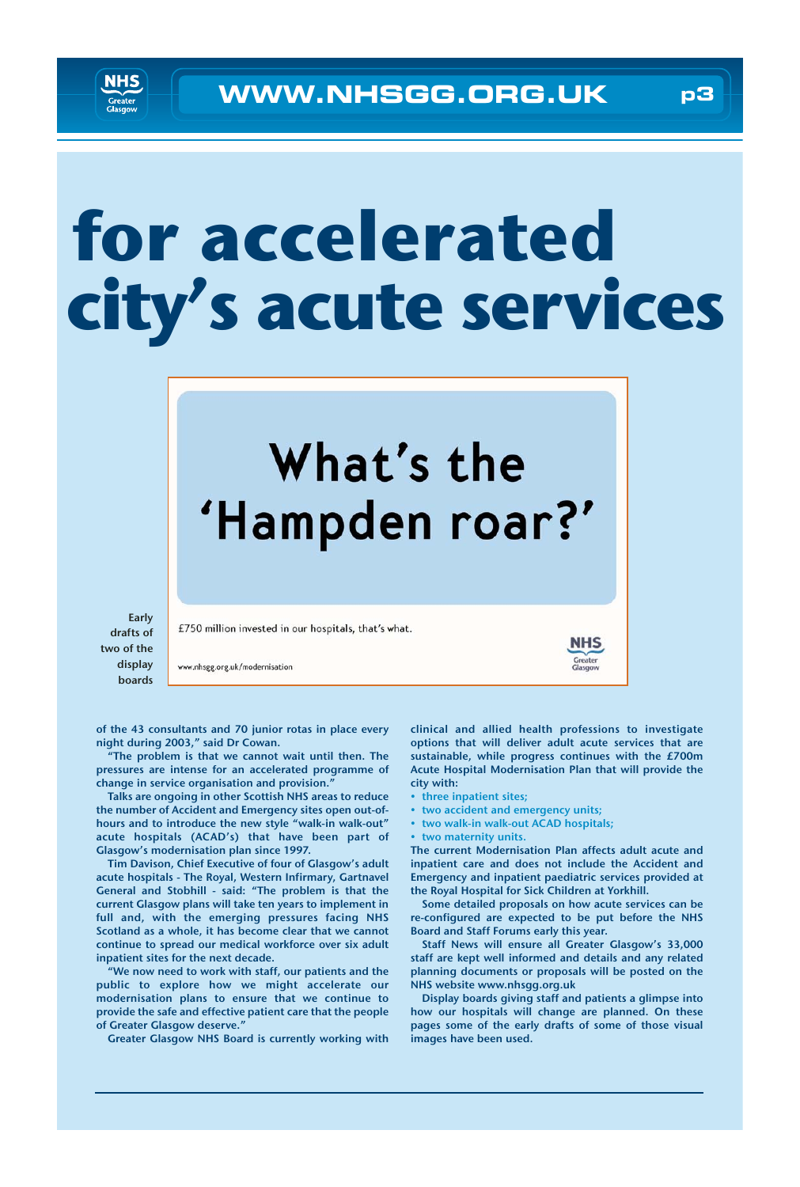# for accelerated city's acute services

What's the 'Hampden roar?'

£750 million invested in our hospitals, that's what.

www.nhsgg.org.uk/modernisation

Early drafts of two of the display boards

of the 43 consultants and 70 junior rotas in place every night during 2003," said Dr Cowan.

"The problem is that we cannot wait until then. The pressures are intense for an accelerated programme of change in service organisation and provision."

Talks are ongoing in other Scottish NHS areas to reduce the number of Accident and Emergency sites open out-of-hours and to introduce the new style "walk-in walk-out" acute hospitals (ACAD's) that have been part of Glasgow's modernisation plan since 1997.

Tim Davison, Chief Executive of four of Glasgow's adult acute hospitals - The Royal, Western Infirmary, Gartnavel General and Stobhill - said: "The problem is that the current Glasgow plans will take ten years to implement in full and, with the emerging pressures facing NHS Scotland as a whole, it has become clear that we cannot continue to spread our medical workforce over six adult inpatient sites for the next decade.

"We now need to work with staff, our patients and the public to explore how we might accelerate our modernisation plans to ensure that we continue to provide the safe and effective patient care that the people of Greater Glasgow deserve."

Greater Glasgow NHS Board is currently working with clinical and allied health professions to investigate options that will deliver adult acute services that are sustainable, while progress continues with the £700m Acute Hospital Modernisation Plan that will provide the city with:

- three inpatient sites;
- two accident and emergency units;
- two walk-in walk-out ACAD hospitals;
- two maternity units.

The current Modernisation Plan affects adult acute and inpatient care and does not include the Accident and Emergency and inpatient paediatric services provided at the Royal Hospital for Sick Children at Yorkhill.

Some detailed proposals on how acute services can be re-configured are expected to be put before the NHS Board and Staff Forums early this year.

Staff News will ensure all Greater Glasgow's 33,000 staff are kept well informed and details and any related planning documents or proposals will be posted on the NHS website www.nhsgg.org.uk

Display boards giving staff and patients a glimpse into how our hospitals will change are planned. On these pages some of the early drafts of some of those visual images have been used.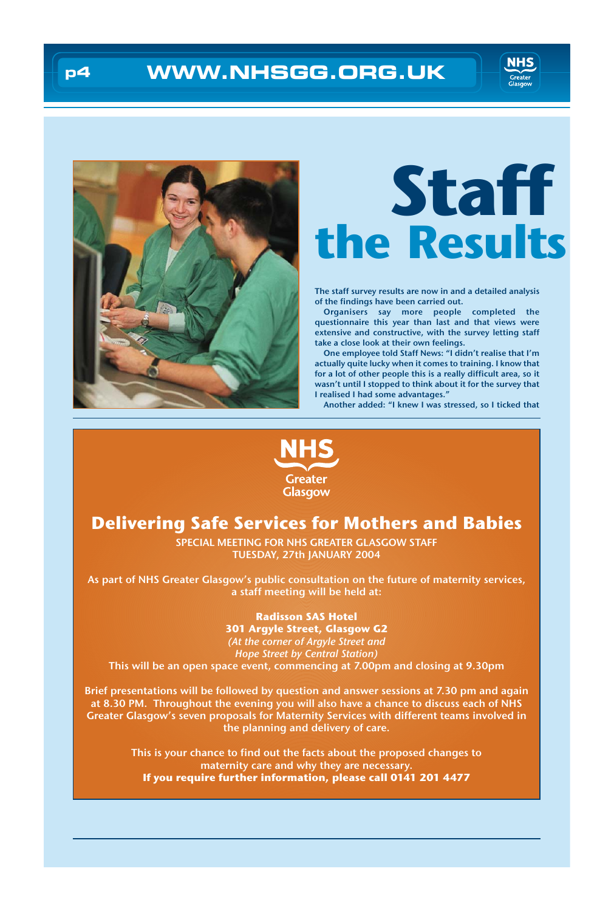# Staff the Results

The staff survey results are now in and a detailed analysis of the findings have been carried out.

Organisers say more people completed the questionnaire this year than last and that views were extensive and constructive, with the survey letting staff take a close look at their own feelings.

One employee told Staff News: "I didn't realise that I'm actually quite lucky when it comes to training. I know that for a lot of other people this is a really difficult area, so it wasn't until I stopped to think about it for the survey that I realised I had some advantages."

Another added: "I knew I was stressed, so I ticked that

---

NHS Greater Glasgow

## Delivering Safe Services for Mothers and Babies

SPECIAL MEETING FOR NHS GREATER GLASGOW STAFF
TUESDAY, 27th JANUARY 2004

As part of NHS Greater Glasgow's public consultation on the future of maternity services, a staff meeting will be held at:

**Radisson SAS Hotel**
**301 Argyle Street, Glasgow G2**
*(At the corner of Argyle Street and Hope Street by Central Station)*

This will be an open space event, commencing at 7.00pm and closing at 9.30pm

Brief presentations will be followed by question and answer sessions at 7.30 pm and again at 8.30 PM. Throughout the evening you will also have a chance to discuss each of NHS Greater Glasgow's seven proposals for Maternity Services with different teams involved in the planning and delivery of care.

This is your chance to find out the facts about the proposed changes to maternity care and why they are necessary.

**If you require further information, please call 0141 201 4477**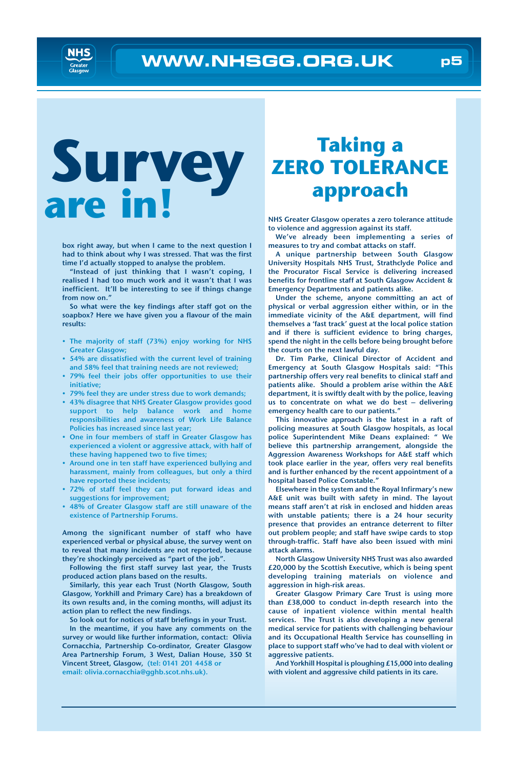# Survey are in!

box right away, but when I came to the next question I had to think about why I was stressed. That was the first time I'd actually stopped to analyse the problem.

"Instead of just thinking that I wasn't coping, I realised I had too much work and it wasn't that I was inefficient. It'll be interesting to see if things change from now on."

So what were the key findings after staff got on the soapbox? Here we have given you a flavour of the main results:

- The majority of staff (73%) enjoy working for NHS Greater Glasgow;
- 54% are dissatisfied with the current level of training and 58% feel that training needs are not reviewed;
- 79% feel their jobs offer opportunities to use their initiative;
- 79% feel they are under stress due to work demands;
- 43% disagree that NHS Greater Glasgow provides good support to help balance work and home responsibilities and awareness of Work Life Balance Policies has increased since last year;
- One in four members of staff in Greater Glasgow has experienced a violent or aggressive attack, with half of these having happened two to five times;
- Around one in ten staff have experienced bullying and harassment, mainly from colleagues, but only a third have reported these incidents;
- 72% of staff feel they can put forward ideas and suggestions for improvement;
- 48% of Greater Glasgow staff are still unaware of the existence of Partnership Forums.

Among the significant number of staff who have experienced verbal or physical abuse, the survey went on to reveal that many incidents are not reported, because they're shockingly perceived as "part of the job".

Following the first staff survey last year, the Trusts produced action plans based on the results.

Similarly, this year each Trust (North Glasgow, South Glasgow, Yorkhill and Primary Care) has a breakdown of its own results and, in the coming months, will adjust its action plan to reflect the new findings.

So look out for notices of staff briefings in your Trust.

In the meantime, if you have any comments on the survey or would like further information, contact: Olivia Cornacchia, Partnership Co-ordinator, Greater Glasgow Area Partnership Forum, 3 West, Dalian House, 350 St Vincent Street, Glasgow, (tel: 0141 201 4458 or email: olivia.cornacchia@gghb.scot.nhs.uk).

# Taking a ZERO TOLERANCE approach

NHS Greater Glasgow operates a zero tolerance attitude to violence and aggression against its staff.

We've already been implementing a series of measures to try and combat attacks on staff.

A unique partnership between South Glasgow University Hospitals NHS Trust, Strathclyde Police and the Procurator Fiscal Service is delivering increased benefits for frontline staff at South Glasgow Accident & Emergency Departments and patients alike.

Under the scheme, anyone committing an act of physical or verbal aggression either within, or in the immediate vicinity of the A&E department, will find themselves a 'fast track' guest at the local police station and if there is sufficient evidence to bring charges, spend the night in the cells before being brought before the courts on the next lawful day.

Dr. Tim Parke, Clinical Director of Accident and Emergency at South Glasgow Hospitals said: "This partnership offers very real benefits to clinical staff and patients alike. Should a problem arise within the A&E department, it is swiftly dealt with by the police, leaving us to concentrate on what we do best – delivering emergency health care to our patients."

This innovative approach is the latest in a raft of policing measures at South Glasgow hospitals, as local police Superintendent Mike Deans explained: " We believe this partnership arrangement, alongside the Aggression Awareness Workshops for A&E staff which took place earlier in the year, offers very real benefits and is further enhanced by the recent appointment of a hospital based Police Constable."

Elsewhere in the system and the Royal Infirmary's new A&E unit was built with safety in mind. The layout means staff aren't at risk in enclosed and hidden areas with unstable patients; there is a 24 hour security presence that provides an entrance deterrent to filter out problem people; and staff have swipe cards to stop through-traffic. Staff have also been issued with mini attack alarms.

North Glasgow University NHS Trust was also awarded £20,000 by the Scottish Executive, which is being spent developing training materials on violence and aggression in high-risk areas.

Greater Glasgow Primary Care Trust is using more than £38,000 to conduct in-depth research into the cause of inpatient violence within mental health services. The Trust is also developing a new general medical service for patients with challenging behaviour and its Occupational Health Service has counselling in place to support staff who've had to deal with violent or aggressive patients.

And Yorkhill Hospital is ploughing £15,000 into dealing with violent and aggressive child patients in its care.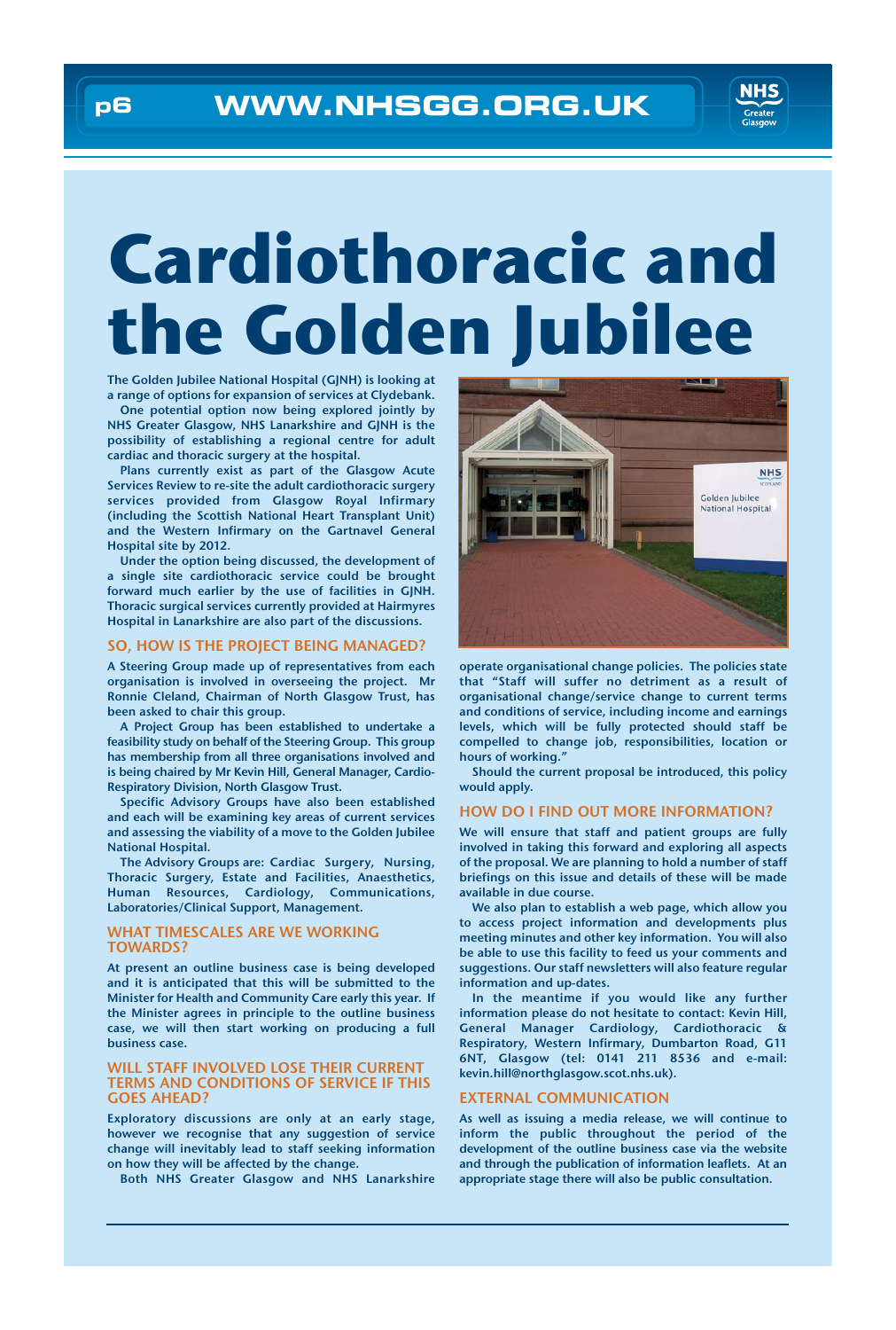# Cardiothoracic and the Golden Jubilee

The Golden Jubilee National Hospital (GJNH) is looking at a range of options for expansion of services at Clydebank.

One potential option now being explored jointly by NHS Greater Glasgow, NHS Lanarkshire and GJNH is the possibility of establishing a regional centre for adult cardiac and thoracic surgery at the hospital.

Plans currently exist as part of the Glasgow Acute Services Review to re-site the adult cardiothoracic surgery services provided from Glasgow Royal Infirmary (including the Scottish National Heart Transplant Unit) and the Western Infirmary on the Gartnavel General Hospital site by 2012.

Under the option being discussed, the development of a single site cardiothoracic service could be brought forward much earlier by the use of facilities in GJNH. Thoracic surgical services currently provided at Hairmyres Hospital in Lanarkshire are also part of the discussions.

## SO, HOW IS THE PROJECT BEING MANAGED?

A Steering Group made up of representatives from each organisation is involved in overseeing the project. Mr Ronnie Cleland, Chairman of North Glasgow Trust, has been asked to chair this group.

A Project Group has been established to undertake a feasibility study on behalf of the Steering Group. This group has membership from all three organisations involved and is being chaired by Mr Kevin Hill, General Manager, Cardio-Respiratory Division, North Glasgow Trust.

Specific Advisory Groups have also been established and each will be examining key areas of current services and assessing the viability of a move to the Golden Jubilee National Hospital.

The Advisory Groups are: Cardiac Surgery, Nursing, Thoracic Surgery, Estate and Facilities, Anaesthetics, Human Resources, Cardiology, Communications, Laboratories/Clinical Support, Management.

## WHAT TIMESCALES ARE WE WORKING TOWARDS?

At present an outline business case is being developed and it is anticipated that this will be submitted to the Minister for Health and Community Care early this year. If the Minister agrees in principle to the outline business case, we will then start working on producing a full business case.

## WILL STAFF INVOLVED LOSE THEIR CURRENT TERMS AND CONDITIONS OF SERVICE IF THIS GOES AHEAD?

Exploratory discussions are only at an early stage, however we recognise that any suggestion of service change will inevitably lead to staff seeking information on how they will be affected by the change.

Both NHS Greater Glasgow and NHS Lanarkshire operate organisational change policies. The policies state that "Staff will suffer no detriment as a result of organisational change/service change to current terms and conditions of service, including income and earnings levels, which will be fully protected should staff be compelled to change job, responsibilities, location or hours of working."

Should the current proposal be introduced, this policy would apply.

## HOW DO I FIND OUT MORE INFORMATION?

We will ensure that staff and patient groups are fully involved in taking this forward and exploring all aspects of the proposal. We are planning to hold a number of staff briefings on this issue and details of these will be made available in due course.

We also plan to establish a web page, which allow you to access project information and developments plus meeting minutes and other key information. You will also be able to use this facility to feed us your comments and suggestions. Our staff newsletters will also feature regular information and up-dates.

In the meantime if you would like any further information please do not hesitate to contact: Kevin Hill, General Manager Cardiology, Cardiothoracic & Respiratory, Western Infirmary, Dumbarton Road, G11 6NT, Glasgow (tel: 0141 211 8536 and e-mail: kevin.hill@northglasgow.scot.nhs.uk).

## EXTERNAL COMMUNICATION

As well as issuing a media release, we will continue to inform the public throughout the period of the development of the outline business case via the website and through the publication of information leaflets. At an appropriate stage there will also be public consultation.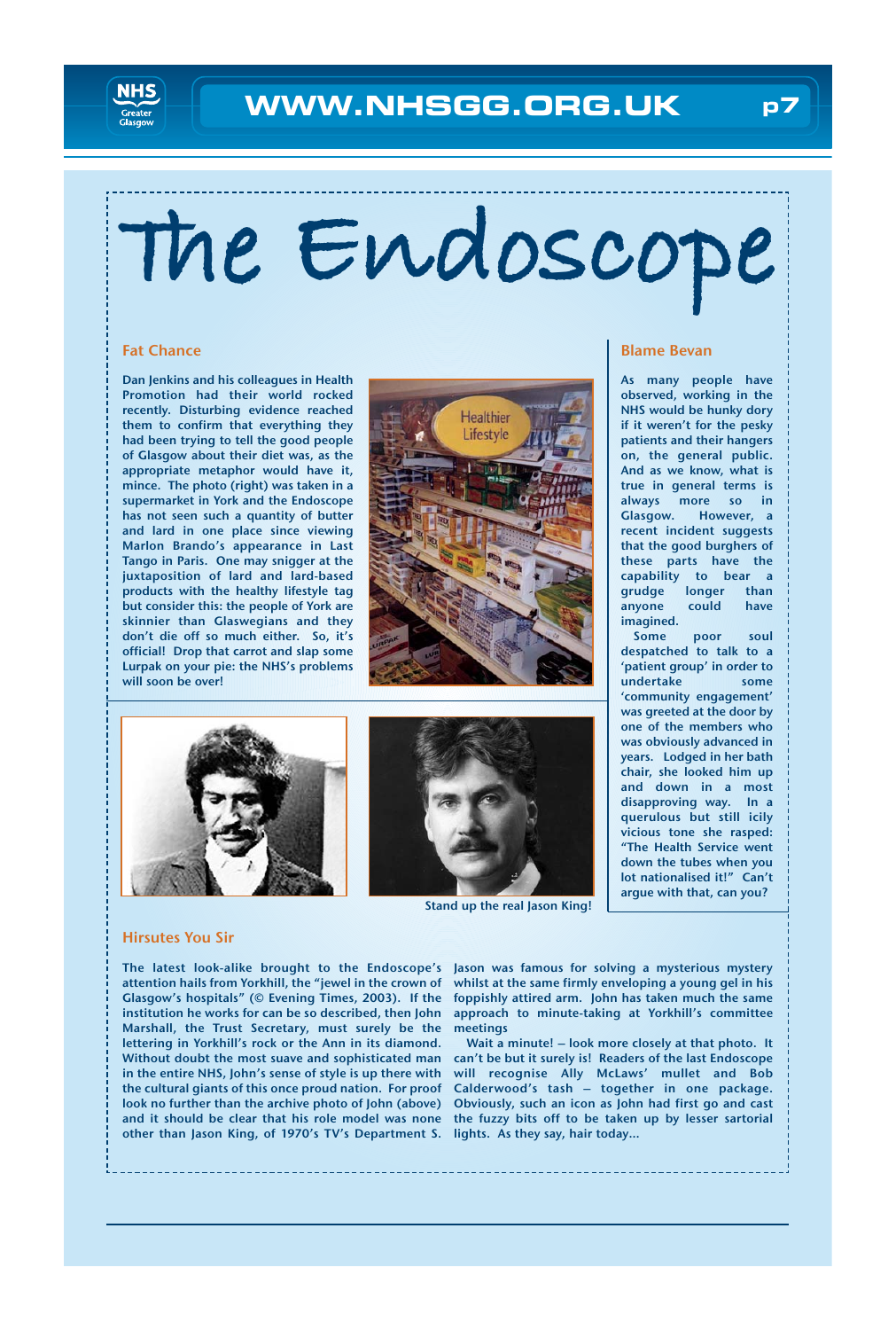# The Endoscope

## Fat Chance

Dan Jenkins and his colleagues in Health Promotion had their world rocked recently. Disturbing evidence reached them to confirm that everything they had been trying to tell the good people of Glasgow about their diet was, as the appropriate metaphor would have it, mince. The photo (right) was taken in a supermarket in York and the Endoscope has not seen such a quantity of butter and lard in one place since viewing Marlon Brando's appearance in Last Tango in Paris. One may snigger at the juxtaposition of lard and lard-based products with the healthy lifestyle tag but consider this: the people of York are skinnier than Glaswegians and they don't die off so much either. So, it's official! Drop that carrot and slap some Lurpak on your pie: the NHS's problems will soon be over!

Stand up the real Jason King!

## Blame Bevan

As many people have observed, working in the NHS would be hunky dory if it weren't for the pesky patients and their hangers on, the general public. And as we know, what is true in general terms is always more so in Glasgow. However, a recent incident suggests that the good burghers of these parts have the capability to bear a grudge longer than anyone could have imagined.

Some poor soul despatched to talk to a 'patient group' in order to undertake some 'community engagement' was greeted at the door by one of the members who was obviously advanced in years. Lodged in her bath chair, she looked him up and down in a most disapproving way. In a querulous but still icily vicious tone she rasped: "The Health Service went down the tubes when you lot nationalised it!" Can't argue with that, can you?

## Hirsutes You Sir

The latest look-alike brought to the Endoscope's attention hails from Yorkhill, the "jewel in the crown of Glasgow's hospitals" (© Evening Times, 2003). If the institution he works for can be so described, then John Marshall, the Trust Secretary, must surely be the lettering in Yorkhill's rock or the Ann in its diamond. Without doubt the most suave and sophisticated man in the entire NHS, John's sense of style is up there with the cultural giants of this once proud nation. For proof look no further than the archive photo of John (above) and it should be clear that his role model was none other than Jason King, of 1970's TV's Department S. Jason was famous for solving a mysterious mystery whilst at the same firmly enveloping a young gel in his foppishly attired arm. John has taken much the same approach to minute-taking at Yorkhill's committee meetings

Wait a minute! – look more closely at that photo. It can't be but it surely is! Readers of the last Endoscope will recognise Ally McLaws' mullet and Bob Calderwood's tash – together in one package. Obviously, such an icon as John had first go and cast the fuzzy bits off to be taken up by lesser sartorial lights. As they say, hair today...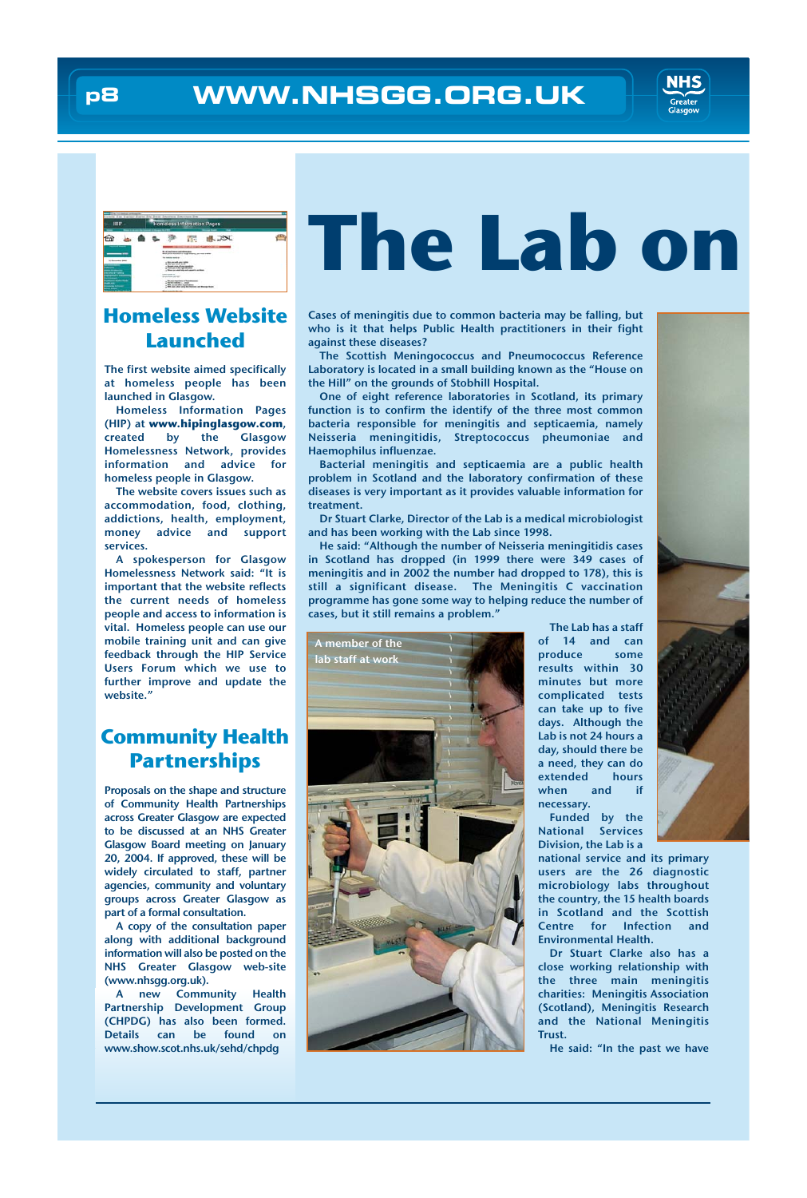## Homeless Website Launched

The first website aimed specifically at homeless people has been launched in Glasgow.

Homeless Information Pages (HIP) at **www.hipinglasgow.com**, created by the Glasgow Homelessness Network, provides information and advice for homeless people in Glasgow.

The website covers issues such as accommodation, food, clothing, addictions, health, employment, money advice and support services.

A spokesperson for Glasgow Homelessness Network said: "It is important that the website reflects the current needs of homeless people and access to information is vital. Homeless people can use our mobile training unit and can give feedback through the HIP Service Users Forum which we use to further improve and update the website."

## Community Health Partnerships

Proposals on the shape and structure of Community Health Partnerships across Greater Glasgow are expected to be discussed at an NHS Greater Glasgow Board meeting on January 20, 2004. If approved, these will be widely circulated to staff, partner agencies, community and voluntary groups across Greater Glasgow as part of a formal consultation.

A copy of the consultation paper along with additional background information will also be posted on the NHS Greater Glasgow web-site (www.nhsgg.org.uk).

A new Community Health Partnership Development Group (CHPDG) has also been formed. Details can be found on www.show.scot.nhs.uk/sehd/chpdg

# The Lab on

**Cases of meningitis due to common bacteria may be falling, but who is it that helps Public Health practitioners in their fight against these diseases?**

The Scottish Meningococcus and Pneumococcus Reference Laboratory is located in a small building known as the "House on the Hill" on the grounds of Stobhill Hospital.

One of eight reference laboratories in Scotland, its primary function is to confirm the identify of the three most common bacteria responsible for meningitis and septicaemia, namely Neisseria meningitidis, Streptococcus pheumoniae and Haemophilus influenzae.

Bacterial meningitis and septicaemia are a public health problem in Scotland and the laboratory confirmation of these diseases is very important as it provides valuable information for treatment.

Dr Stuart Clarke, Director of the Lab is a medical microbiologist and has been working with the Lab since 1998.

He said: "Although the number of Neisseria meningitidis cases in Scotland has dropped (in 1999 there were 349 cases of meningitis and in 2002 the number had dropped to 178), this is still a significant disease. The Meningitis C vaccination programme has gone some way to helping reduce the number of cases, but it still remains a problem."

A member of the lab staff at work

The Lab has a staff of 14 and can produce some results within 30 minutes but more complicated tests can take up to five days. Although the Lab is not 24 hours a day, should there be a need, they can do extended hours when and if necessary.

Funded by the National Services Division, the Lab is a national service and its primary users are the 26 diagnostic microbiology labs throughout the country, the 15 health boards in Scotland and the Scottish Centre for Infection and Environmental Health.

Dr Stuart Clarke also has a close working relationship with the three main meningitis charities: Meningitis Association (Scotland), Meningitis Research and the National Meningitis Trust.

He said: "In the past we have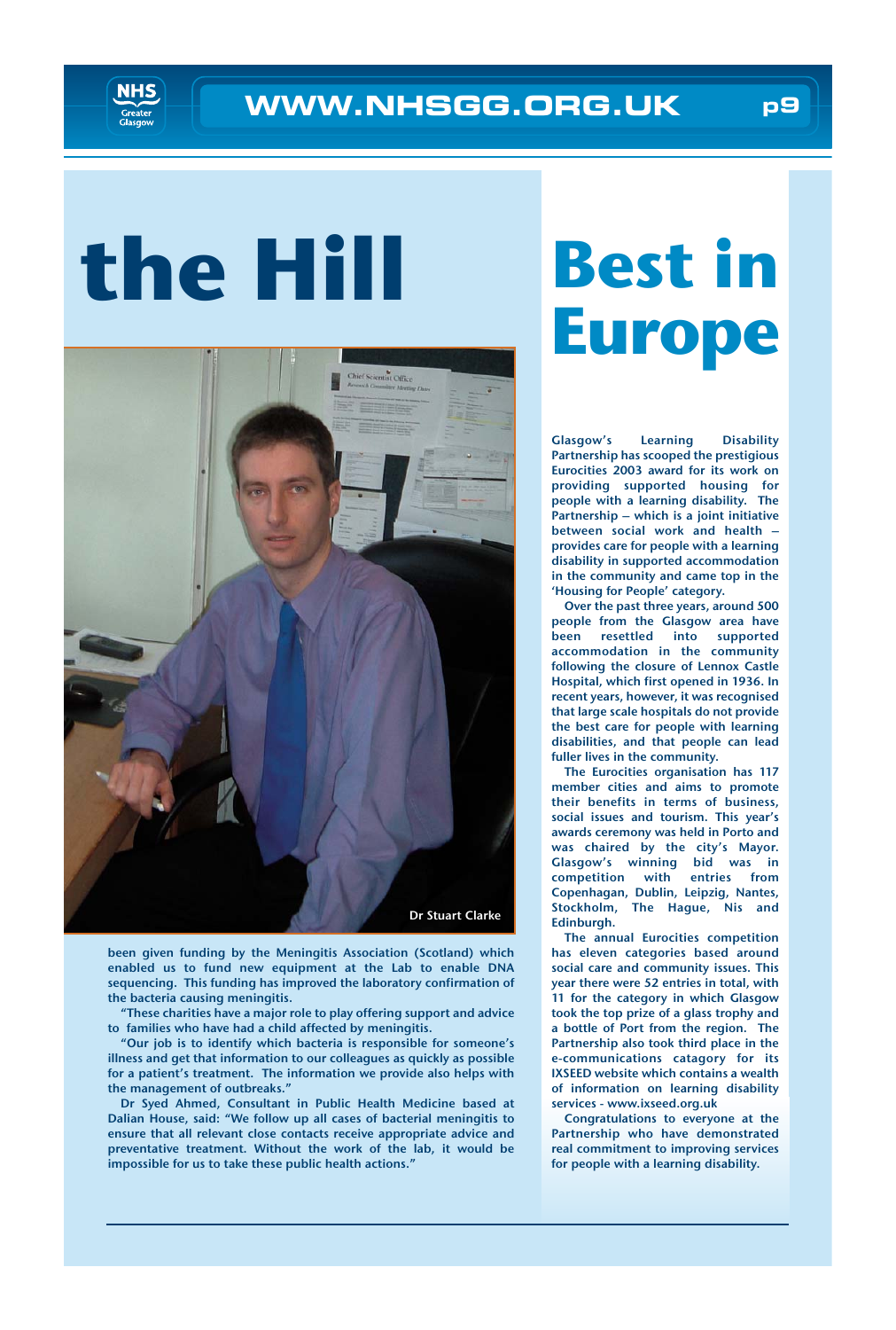# the Hill

Dr Stuart Clarke

been given funding by the Meningitis Association (Scotland) which enabled us to fund new equipment at the Lab to enable DNA sequencing. This funding has improved the laboratory confirmation of the bacteria causing meningitis.

"These charities have a major role to play offering support and advice to families who have had a child affected by meningitis.

"Our job is to identify which bacteria is responsible for someone's illness and get that information to our colleagues as quickly as possible for a patient's treatment. The information we provide also helps with the management of outbreaks."

Dr Syed Ahmed, Consultant in Public Health Medicine based at Dalian House, said: "We follow up all cases of bacterial meningitis to ensure that all relevant close contacts receive appropriate advice and preventative treatment. Without the work of the lab, it would be impossible for us to take these public health actions."

# Best in Europe

Glasgow's Learning Disability Partnership has scooped the prestigious Eurocities 2003 award for its work on providing supported housing for people with a learning disability. The Partnership – which is a joint initiative between social work and health – provides care for people with a learning disability in supported accommodation in the community and came top in the 'Housing for People' category.

Over the past three years, around 500 people from the Glasgow area have been resettled into supported accommodation in the community following the closure of Lennox Castle Hospital, which first opened in 1936. In recent years, however, it was recognised that large scale hospitals do not provide the best care for people with learning disabilities, and that people can lead fuller lives in the community.

The Eurocities organisation has 117 member cities and aims to promote their benefits in terms of business, social issues and tourism. This year's awards ceremony was held in Porto and was chaired by the city's Mayor. Glasgow's winning bid was in competition with entries from Copenhagen, Dublin, Leipzig, Nantes, Stockholm, The Hague, Nis and Edinburgh.

The annual Eurocities competition has eleven categories based around social care and community issues. This year there were 52 entries in total, with 11 for the category in which Glasgow took the top prize of a glass trophy and a bottle of Port from the region. The Partnership also took third place in the e-communications catagory for its IXSEED website which contains a wealth of information on learning disability services - www.ixseed.org.uk

Congratulations to everyone at the Partnership who have demonstrated real commitment to improving services for people with a learning disability.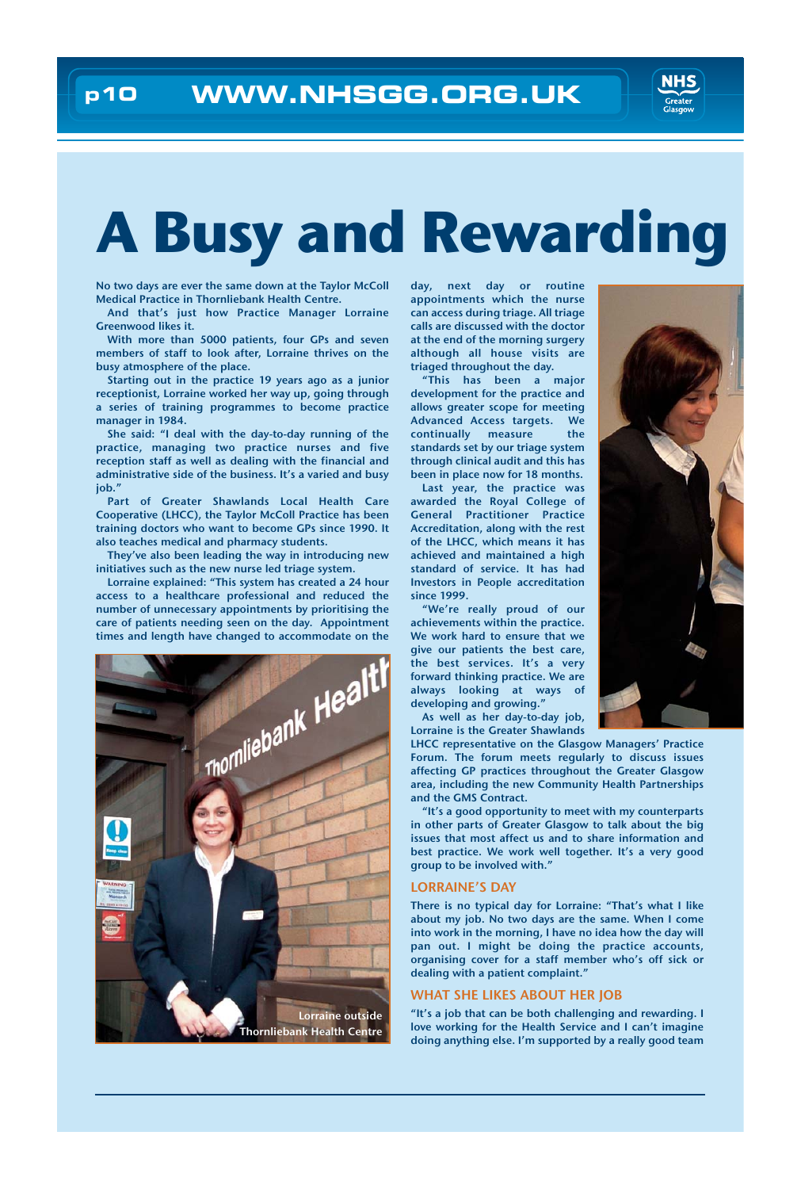# A Busy and Rewarding

No two days are ever the same down at the Taylor McColl Medical Practice in Thornliebank Health Centre.

And that's just how Practice Manager Lorraine Greenwood likes it.

With more than 5000 patients, four GPs and seven members of staff to look after, Lorraine thrives on the busy atmosphere of the place.

Starting out in the practice 19 years ago as a junior receptionist, Lorraine worked her way up, going through a series of training programmes to become practice manager in 1984.

She said: "I deal with the day-to-day running of the practice, managing two practice nurses and five reception staff as well as dealing with the financial and administrative side of the business. It's a varied and busy job."

Part of Greater Shawlands Local Health Care Cooperative (LHCC), the Taylor McColl Practice has been training doctors who want to become GPs since 1990. It also teaches medical and pharmacy students.

They've also been leading the way in introducing new initiatives such as the new nurse led triage system.

Lorraine explained: "This system has created a 24 hour access to a healthcare professional and reduced the number of unnecessary appointments by prioritising the care of patients needing seen on the day. Appointment times and length have changed to accommodate on the day, next day or routine appointments which the nurse can access during triage. All triage calls are discussed with the doctor at the end of the morning surgery although all house visits are triaged throughout the day.

"This has been a major development for the practice and allows greater scope for meeting Advanced Access targets. We continually measure the standards set by our triage system through clinical audit and this has been in place now for 18 months.

Last year, the practice was awarded the Royal College of General Practitioner Practice Accreditation, along with the rest of the LHCC, which means it has achieved and maintained a high standard of service. It has had Investors in People accreditation since 1999.

"We're really proud of our achievements within the practice. We work hard to ensure that we give our patients the best care, the best services. It's a very forward thinking practice. We are always looking at ways of developing and growing."

As well as her day-to-day job, Lorraine is the Greater Shawlands LHCC representative on the Glasgow Managers' Practice Forum. The forum meets regularly to discuss issues affecting GP practices throughout the Greater Glasgow area, including the new Community Health Partnerships and the GMS Contract.

"It's a good opportunity to meet with my counterparts in other parts of Greater Glasgow to talk about the big issues that most affect us and to share information and best practice. We work well together. It's a very good group to be involved with."

Lorraine outside Thornliebank Health Centre

## LORRAINE'S DAY

There is no typical day for Lorraine: "That's what I like about my job. No two days are the same. When I come into work in the morning, I have no idea how the day will pan out. I might be doing the practice accounts, organising cover for a staff member who's off sick or dealing with a patient complaint."

## WHAT SHE LIKES ABOUT HER JOB

"It's a job that can be both challenging and rewarding. I love working for the Health Service and I can't imagine doing anything else. I'm supported by a really good team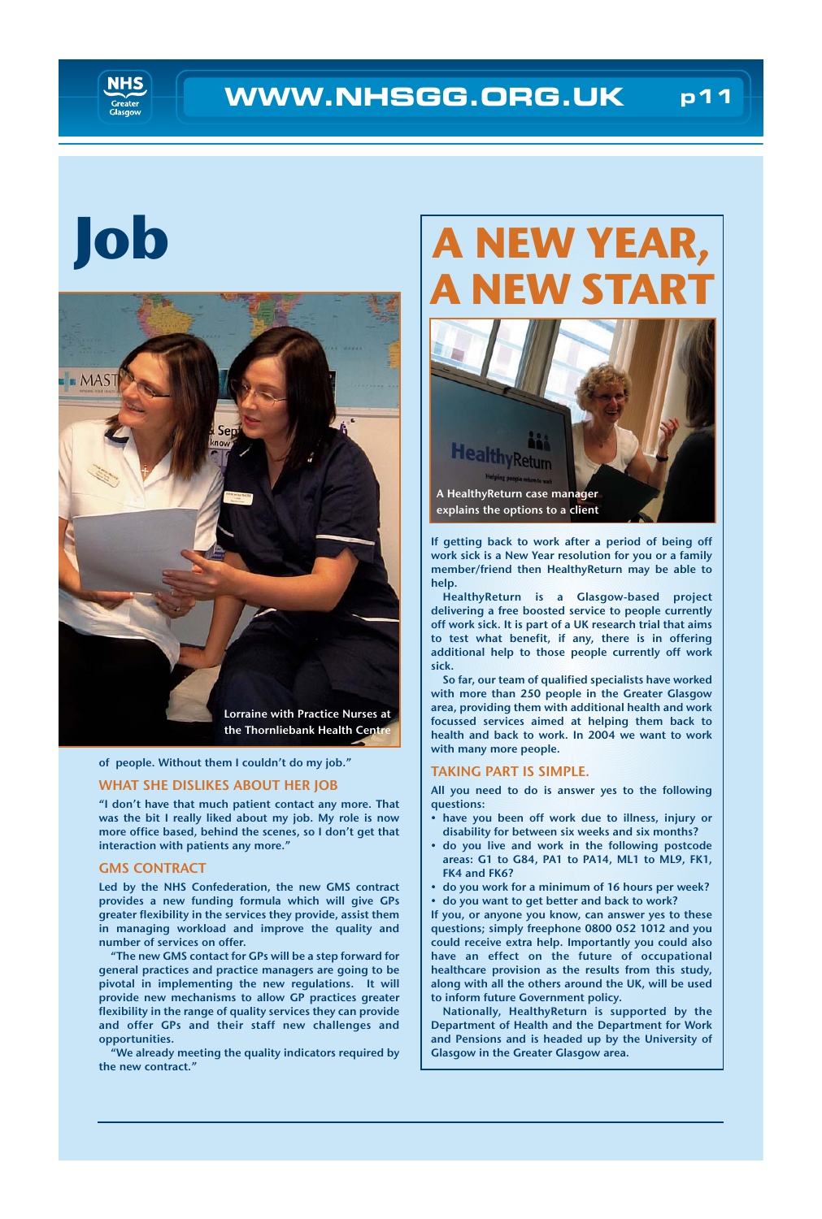# Job

Lorraine with Practice Nurses at the Thornliebank Health Centre

of people. Without them I couldn't do my job."

### WHAT SHE DISLIKES ABOUT HER JOB

"I don't have that much patient contact any more. That was the bit I really liked about my job. My role is now more office based, behind the scenes, so I don't get that interaction with patients any more."

### GMS CONTRACT

Led by the NHS Confederation, the new GMS contract provides a new funding formula which will give GPs greater flexibility in the services they provide, assist them in managing workload and improve the quality and number of services on offer.

"The new GMS contact for GPs will be a step forward for general practices and practice managers are going to be pivotal in implementing the new regulations. It will provide new mechanisms to allow GP practices greater flexibility in the range of quality services they can provide and offer GPs and their staff new challenges and opportunities.

"We already meeting the quality indicators required by the new contract."

# A NEW YEAR, A NEW START

A HealthyReturn case manager explains the options to a client

If getting back to work after a period of being off work sick is a New Year resolution for you or a family member/friend then HealthyReturn may be able to help.

HealthyReturn is a Glasgow-based project delivering a free boosted service to people currently off work sick. It is part of a UK research trial that aims to test what benefit, if any, there is in offering additional help to those people currently off work sick.

So far, our team of qualified specialists have worked with more than 250 people in the Greater Glasgow area, providing them with additional health and work focussed services aimed at helping them back to health and back to work. In 2004 we want to work with many more people.

### TAKING PART IS SIMPLE.

All you need to do is answer yes to the following questions:

- have you been off work due to illness, injury or disability for between six weeks and six months?
- do you live and work in the following postcode areas: G1 to G84, PA1 to PA14, ML1 to ML9, FK1, FK4 and FK6?
- do you work for a minimum of 16 hours per week?
- do you want to get better and back to work?

If you, or anyone you know, can answer yes to these questions; simply freephone 0800 052 1012 and you could receive extra help. Importantly you could also have an effect on the future of occupational healthcare provision as the results from this study, along with all the others around the UK, will be used to inform future Government policy.

Nationally, HealthyReturn is supported by the Department of Health and the Department for Work and Pensions and is headed up by the University of Glasgow in the Greater Glasgow area.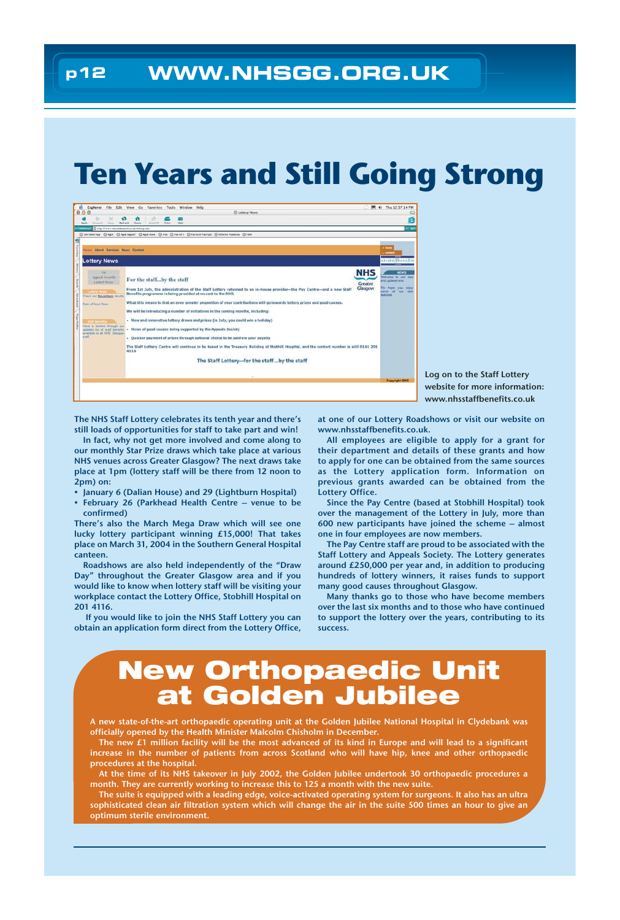# Ten Years and Still Going Strong

Log on to the Staff Lottery website for more information: www.nhsstaffbenefits.co.uk

The NHS Staff Lottery celebrates its tenth year and there's still loads of opportunities for staff to take part and win!

In fact, why not get more involved and come along to our monthly Star Prize draws which take place at various NHS venues across Greater Glasgow? The next draws take place at 1pm (lottery staff will be there from 12 noon to 2pm) on:

- January 6 (Dalian House) and 29 (Lightburn Hospital)
- February 26 (Parkhead Health Centre – venue to be confirmed)

There's also the March Mega Draw which will see one lucky lottery participant winning £15,000! That takes place on March 31, 2004 in the Southern General Hospital canteen.

Roadshows are also held independently of the "Draw Day" throughout the Greater Glasgow area and if you would like to know when lottery staff will be visiting your workplace contact the Lottery Office, Stobhill Hospital on 201 4116.

If you would like to join the NHS Staff Lottery you can obtain an application form direct from the Lottery Office, at one of our Lottery Roadshows or visit our website on www.nhsstaffbenefits.co.uk.

All employees are eligible to apply for a grant for their department and details of these grants and how to apply for one can be obtained from the same sources as the Lottery application form. Information on previous grants awarded can be obtained from the Lottery Office.

Since the Pay Centre (based at Stobhill Hospital) took over the management of the Lottery in July, more than 600 new participants have joined the scheme – almost one in four employees are now members.

The Pay Centre staff are proud to be associated with the Staff Lottery and Appeals Society. The Lottery generates around £250,000 per year and, in addition to producing hundreds of lottery winners, it raises funds to support many good causes throughout Glasgow.

Many thanks go to those who have become members over the last six months and to those who have continued to support the lottery over the years, contributing to its success.

# New Orthopaedic Unit at Golden Jubilee

A new state-of-the-art orthopaedic operating unit at the Golden Jubilee National Hospital in Clydebank was officially opened by the Health Minister Malcolm Chisholm in December.

The new £1 million facility will be the most advanced of its kind in Europe and will lead to a significant increase in the number of patients from across Scotland who will have hip, knee and other orthopaedic procedures at the hospital.

At the time of its NHS takeover in July 2002, the Golden Jubilee undertook 30 orthopaedic procedures a month. They are currently working to increase this to 125 a month with the new suite.

The suite is equipped with a leading edge, voice-activated operating system for surgeons. It also has an ultra sophisticated clean air filtration system which will change the air in the suite 500 times an hour to give an optimum sterile environment.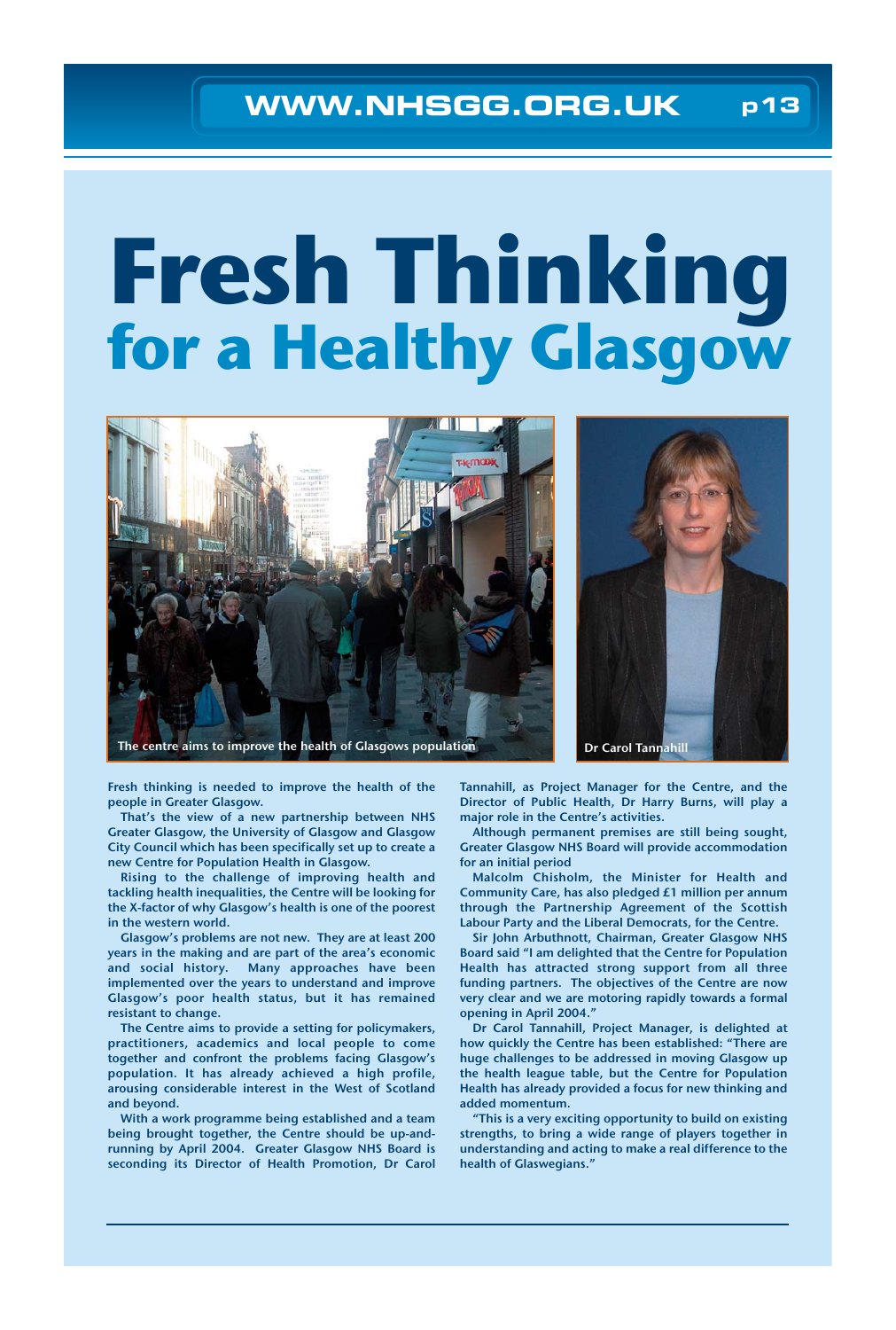# Fresh Thinking
## for a Healthy Glasgow

The centre aims to improve the health of Glasgows population

Dr Carol Tannahill

Fresh thinking is needed to improve the health of the people in Greater Glasgow.

That's the view of a new partnership between NHS Greater Glasgow, the University of Glasgow and Glasgow City Council which has been specifically set up to create a new Centre for Population Health in Glasgow.

Rising to the challenge of improving health and tackling health inequalities, the Centre will be looking for the X-factor of why Glasgow's health is one of the poorest in the western world.

Glasgow's problems are not new. They are at least 200 years in the making and are part of the area's economic and social history. Many approaches have been implemented over the years to understand and improve Glasgow's poor health status, but it has remained resistant to change.

The Centre aims to provide a setting for policymakers, practitioners, academics and local people to come together and confront the problems facing Glasgow's population. It has already achieved a high profile, arousing considerable interest in the West of Scotland and beyond.

With a work programme being established and a team being brought together, the Centre should be up-and-running by April 2004. Greater Glasgow NHS Board is seconding its Director of Health Promotion, Dr Carol Tannahill, as Project Manager for the Centre, and the Director of Public Health, Dr Harry Burns, will play a major role in the Centre's activities.

Although permanent premises are still being sought, Greater Glasgow NHS Board will provide accommodation for an initial period

Malcolm Chisholm, the Minister for Health and Community Care, has also pledged £1 million per annum through the Partnership Agreement of the Scottish Labour Party and the Liberal Democrats, for the Centre.

Sir John Arbuthnott, Chairman, Greater Glasgow NHS Board said "I am delighted that the Centre for Population Health has attracted strong support from all three funding partners. The objectives of the Centre are now very clear and we are motoring rapidly towards a formal opening in April 2004."

Dr Carol Tannahill, Project Manager, is delighted at how quickly the Centre has been established: "There are huge challenges to be addressed in moving Glasgow up the health league table, but the Centre for Population Health has already provided a focus for new thinking and added momentum.

"This is a very exciting opportunity to build on existing strengths, to bring a wide range of players together in understanding and acting to make a real difference to the health of Glaswegians."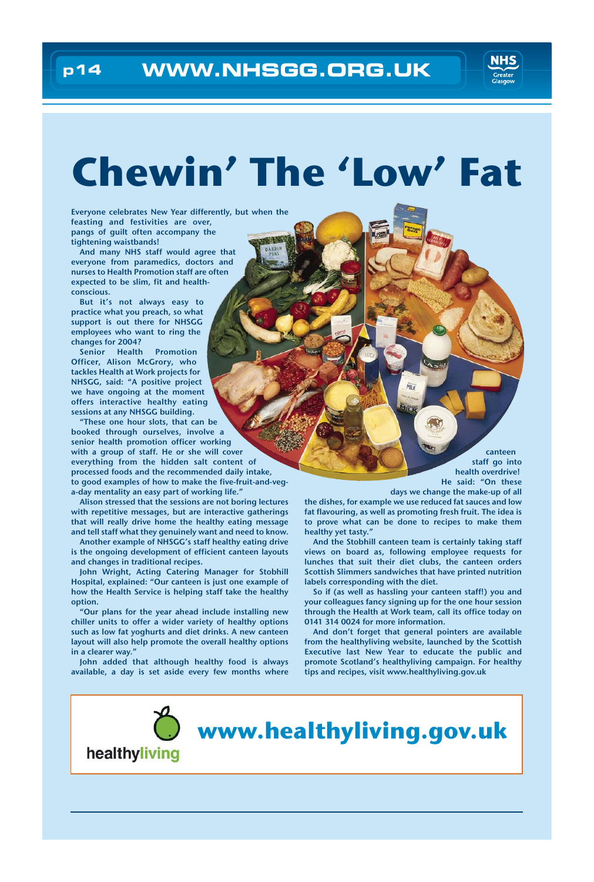# Chewin' The 'Low' Fat

Everyone celebrates New Year differently, but when the feasting and festivities are over, pangs of guilt often accompany the tightening waistbands!

And many NHS staff would agree that everyone from paramedics, doctors and nurses to Health Promotion staff are often expected to be slim, fit and health-conscious.

But it's not always easy to practice what you preach, so what support is out there for NHSGG employees who want to ring the changes for 2004?

Senior Health Promotion Officer, Alison McGrory, who tackles Health at Work projects for NHSGG, said: "A positive project we have ongoing at the moment offers interactive healthy eating sessions at any NHSGG building.

"These one hour slots, that can be booked through ourselves, involve a senior health promotion officer working with a group of staff. He or she will cover everything from the hidden salt content of processed foods and the recommended daily intake, to good examples of how to make the five-fruit-and-veg-a-day mentality an easy part of working life."

Alison stressed that the sessions are not boring lectures with repetitive messages, but are interactive gatherings that will really drive home the healthy eating message and tell staff what they genuinely want and need to know.

Another example of NHSGG's staff healthy eating drive is the ongoing development of efficient canteen layouts and changes in traditional recipes.

John Wright, Acting Catering Manager for Stobhill Hospital, explained: "Our canteen is just one example of how the Health Service is helping staff take the healthy option.

"Our plans for the year ahead include installing new chiller units to offer a wider variety of healthy options such as low fat yoghurts and diet drinks. A new canteen layout will also help promote the overall healthy options in a clearer way."

John added that although healthy food is always available, a day is set aside every few months where canteen staff go into health overdrive! He said: "On these days we change the make-up of all the dishes, for example we use reduced fat sauces and low fat flavouring, as well as promoting fresh fruit. The idea is to prove what can be done to recipes to make them healthy yet tasty."

And the Stobhill canteen team is certainly taking staff views on board as, following employee requests for lunches that suit their diet clubs, the canteen orders Scottish Slimmers sandwiches that have printed nutrition labels corresponding with the diet.

So if (as well as hassling your canteen staff!) you and your colleagues fancy signing up for the one hour session through the Health at Work team, call its office today on 0141 314 0024 for more information.

And don't forget that general pointers are available from the healthyliving website, launched by the Scottish Executive last New Year to educate the public and promote Scotland's healthyliving campaign. For healthy tips and recipes, visit www.healthyliving.gov.uk

healthyliving **www.healthyliving.gov.uk**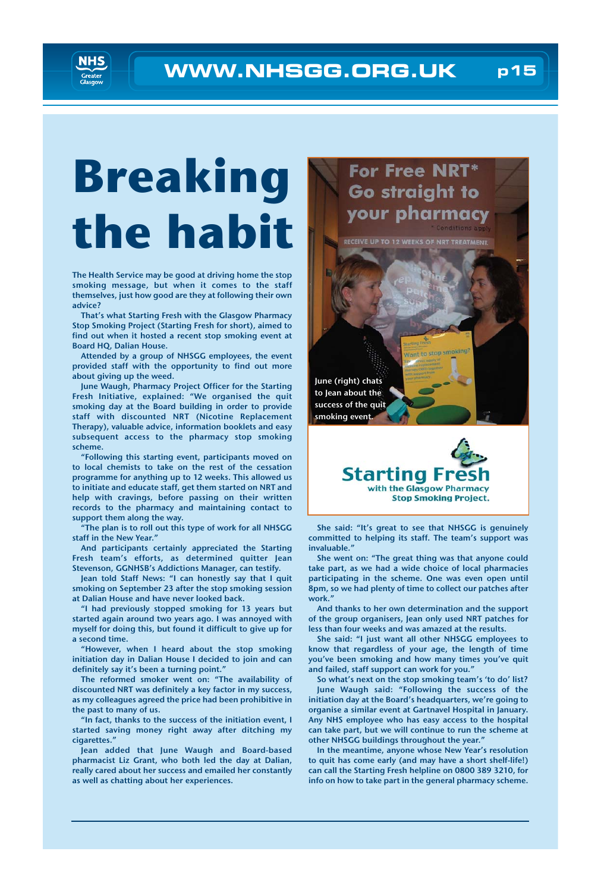# Breaking the habit

The Health Service may be good at driving home the stop smoking message, but when it comes to the staff themselves, just how good are they at following their own advice?

That's what Starting Fresh with the Glasgow Pharmacy Stop Smoking Project (Starting Fresh for short), aimed to find out when it hosted a recent stop smoking event at Board HQ, Dalian House.

Attended by a group of NHSGG employees, the event provided staff with the opportunity to find out more about giving up the weed.

June Waugh, Pharmacy Project Officer for the Starting Fresh Initiative, explained: "We organised the quit smoking day at the Board building in order to provide staff with discounted NRT (Nicotine Replacement Therapy), valuable advice, information booklets and easy subsequent access to the pharmacy stop smoking scheme.

"Following this starting event, participants moved on to local chemists to take on the rest of the cessation programme for anything up to 12 weeks. This allowed us to initiate and educate staff, get them started on NRT and help with cravings, before passing on their written records to the pharmacy and maintaining contact to support them along the way.

"The plan is to roll out this type of work for all NHSGG staff in the New Year."

And participants certainly appreciated the Starting Fresh team's efforts, as determined quitter Jean Stevenson, GGNHSB's Addictions Manager, can testify.

Jean told Staff News: "I can honestly say that I quit smoking on September 23 after the stop smoking session at Dalian House and have never looked back.

"I had previously stopped smoking for 13 years but started again around two years ago. I was annoyed with myself for doing this, but found it difficult to give up for a second time.

"However, when I heard about the stop smoking initiation day in Dalian House I decided to join and can definitely say it's been a turning point."

The reformed smoker went on: "The availability of discounted NRT was definitely a key factor in my success, as my colleagues agreed the price had been prohibitive in the past to many of us.

"In fact, thanks to the success of the initiation event, I started saving money right away after ditching my cigarettes."

Jean added that June Waugh and Board-based pharmacist Liz Grant, who both led the day at Dalian, really cared about her success and emailed her constantly as well as chatting about her experiences.

June (right) chats to Jean about the success of the quit smoking event.

**Starting Fresh** with the Glasgow Pharmacy Stop Smoking Project.

She said: "It's great to see that NHSGG is genuinely committed to helping its staff. The team's support was invaluable."

She went on: "The great thing was that anyone could take part, as we had a wide choice of local pharmacies participating in the scheme. One was even open until 8pm, so we had plenty of time to collect our patches after work."

And thanks to her own determination and the support of the group organisers, Jean only used NRT patches for less than four weeks and was amazed at the results.

She said: "I just want all other NHSGG employees to know that regardless of your age, the length of time you've been smoking and how many times you've quit and failed, staff support can work for you."

So what's next on the stop smoking team's 'to do' list?

June Waugh said: "Following the success of the initiation day at the Board's headquarters, we're going to organise a similar event at Gartnavel Hospital in January. Any NHS employee who has easy access to the hospital can take part, but we will continue to run the scheme at other NHSGG buildings throughout the year."

In the meantime, anyone whose New Year's resolution to quit has come early (and may have a short shelf-life!) can call the Starting Fresh helpline on 0800 389 3210, for info on how to take part in the general pharmacy scheme.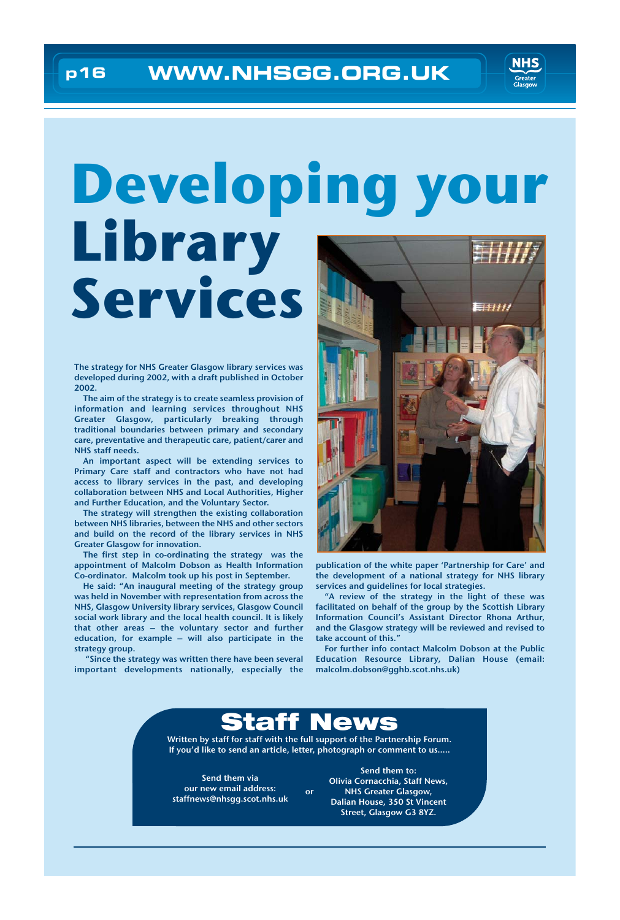# Developing your Library Services

The strategy for NHS Greater Glasgow library services was developed during 2002, with a draft published in October 2002.

The aim of the strategy is to create seamless provision of information and learning services throughout NHS Greater Glasgow, particularly breaking through traditional boundaries between primary and secondary care, preventative and therapeutic care, patient/carer and NHS staff needs.

An important aspect will be extending services to Primary Care staff and contractors who have not had access to library services in the past, and developing collaboration between NHS and Local Authorities, Higher and Further Education, and the Voluntary Sector.

The strategy will strengthen the existing collaboration between NHS libraries, between the NHS and other sectors and build on the record of the library services in NHS Greater Glasgow for innovation.

The first step in co-ordinating the strategy was the appointment of Malcolm Dobson as Health Information Co-ordinator. Malcolm took up his post in September.

He said: "An inaugural meeting of the strategy group was held in November with representation from across the NHS, Glasgow University library services, Glasgow Council social work library and the local health council. It is likely that other areas – the voluntary sector and further education, for example – will also participate in the strategy group.

"Since the strategy was written there have been several important developments nationally, especially the publication of the white paper 'Partnership for Care' and the development of a national strategy for NHS library services and guidelines for local strategies.

"A review of the strategy in the light of these was facilitated on behalf of the group by the Scottish Library Information Council's Assistant Director Rhona Arthur, and the Glasgow strategy will be reviewed and revised to take account of this."

For further info contact Malcolm Dobson at the Public Education Resource Library, Dalian House (email: malcolm.dobson@gghb.scot.nhs.uk)

## Staff News

Written by staff for staff with the full support of the Partnership Forum. If you'd like to send an article, letter, photograph or comment to us.....

Send them via our new email address: staffnews@nhsgg.scot.nhs.uk

or

Send them to: Olivia Cornacchia, Staff News, NHS Greater Glasgow, Dalian House, 350 St Vincent Street, Glasgow G3 8YZ.